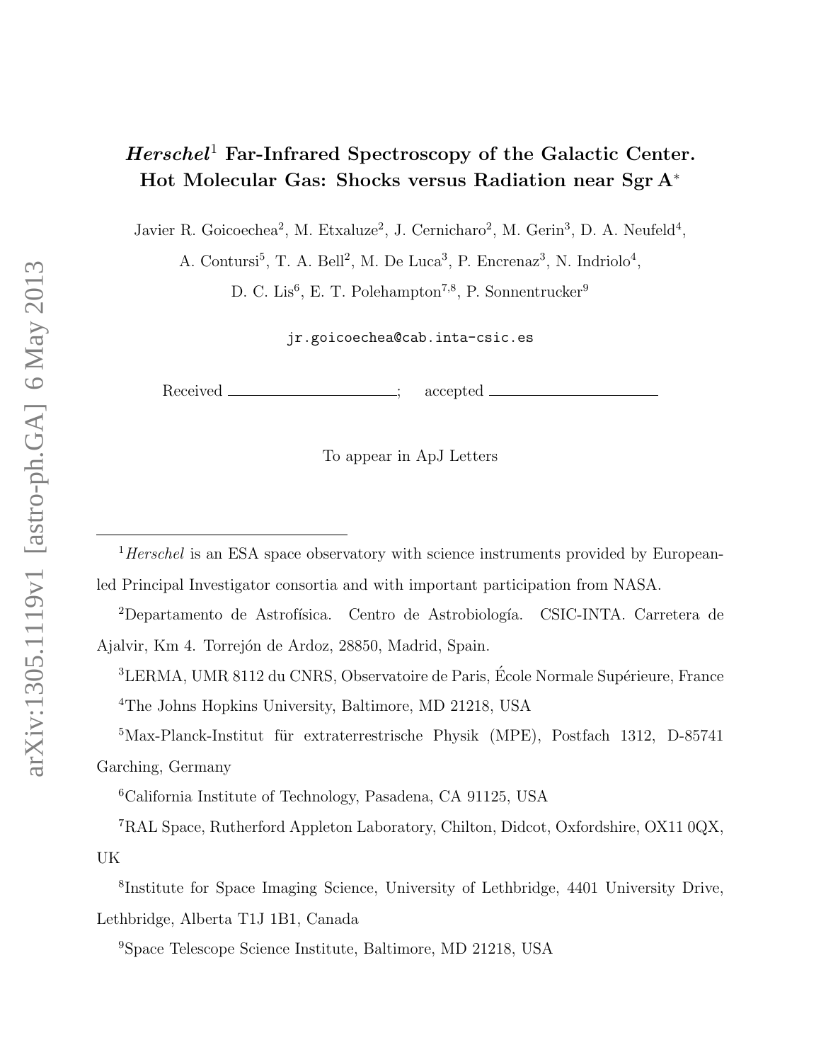# *Herschel*[1] Far-Infrared Spectroscopy of the Galactic Center. Hot Molecular Gas: Shocks versus Radiation near Sgr A*

Javier R. Goicoechea[2], M. Etxaluze[2], J. Cernicharo[2], M. Gerin[3], D. A. Neufeld[4], A. Contursi[5], T. A. Bell[2], M. De Luca[3], P. Encrenaz[3], N. Indriolo[4], D. C. Lis[6], E. T. Polehampton[7,8], P. Sonnentrucker[9]

jr.goicoechea@cab.inta-csic.es

Received ______________________; accepted ______________________

To appear in ApJ Letters

---

[1] *Herschel* is an ESA space observatory with science instruments provided by European-led Principal Investigator consortia and with important participation from NASA.

[2] Departamento de Astrofísica. Centro de Astrobiología. CSIC-INTA. Carretera de Ajalvir, Km 4. Torrejón de Ardoz, 28850, Madrid, Spain.

[3] LERMA, UMR 8112 du CNRS, Observatoire de Paris, École Normale Supérieure, France

[4] The Johns Hopkins University, Baltimore, MD 21218, USA

[5] Max-Planck-Institut für extraterrestrische Physik (MPE), Postfach 1312, D-85741 Garching, Germany

[6] California Institute of Technology, Pasadena, CA 91125, USA

[7] RAL Space, Rutherford Appleton Laboratory, Chilton, Didcot, Oxfordshire, OX11 0QX, UK

[8] Institute for Space Imaging Science, University of Lethbridge, 4401 University Drive, Lethbridge, Alberta T1J 1B1, Canada

[9] Space Telescope Science Institute, Baltimore, MD 21218, USA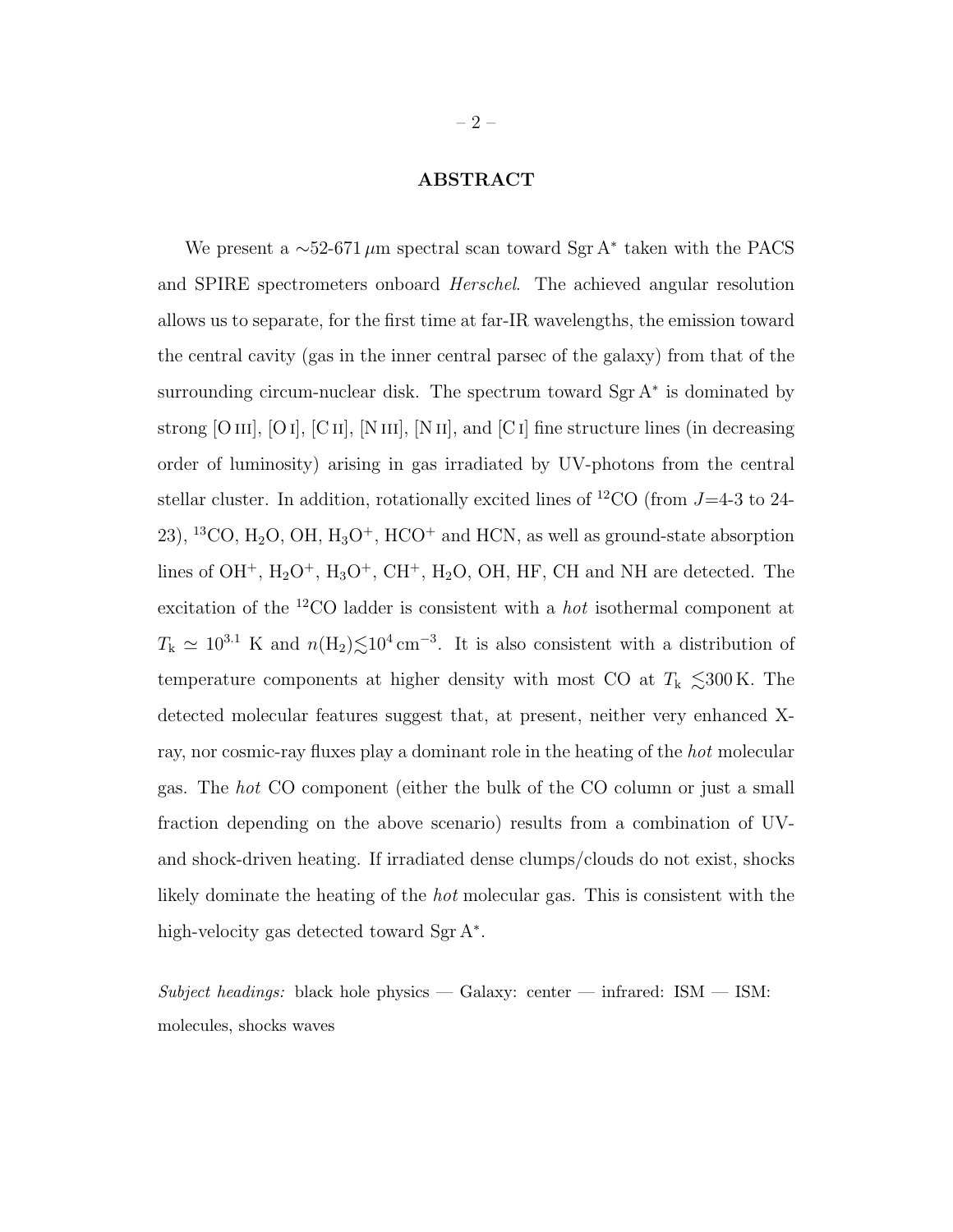## ABSTRACT

We present a ∼52-671 $\mu$m spectral scan toward Sgr A$^*$ taken with the PACS and SPIRE spectrometers onboard *Herschel*. The achieved angular resolution allows us to separate, for the first time at far-IR wavelengths, the emission toward the central cavity (gas in the inner central parsec of the galaxy) from that of the surrounding circum-nuclear disk. The spectrum toward Sgr A$^*$ is dominated by strong [O III], [O I], [C II], [N III], [N II], and [C I] fine structure lines (in decreasing order of luminosity) arising in gas irradiated by UV-photons from the central stellar cluster. In addition, rotationally excited lines of $^{12}$CO (from $J$=4-3 to 24-23), $^{13}$CO, $H_2O$, OH, $H_3O^+$, $HCO^+$ and HCN, as well as ground-state absorption lines of $OH^+$, $H_2O^+$, $H_3O^+$, $CH^+$, $H_2O$, OH, HF, CH and NH are detected. The excitation of the $^{12}$CO ladder is consistent with a *hot* isothermal component at $T_{\rm k} \simeq 10^{3.1}$ K and $n$(H$_2$)$\lesssim$10$^4$ cm$^{-3}$. It is also consistent with a distribution of temperature components at higher density with most CO at $T_{\rm k} \lesssim$300 K. The detected molecular features suggest that, at present, neither very enhanced X-ray, nor cosmic-ray fluxes play a dominant role in the heating of the *hot* molecular gas. The *hot* CO component (either the bulk of the CO column or just a small fraction depending on the above scenario) results from a combination of UV- and shock-driven heating. If irradiated dense clumps/clouds do not exist, shocks likely dominate the heating of the *hot* molecular gas. This is consistent with the high-velocity gas detected toward Sgr A$^*$.

*Subject headings:* black hole physics — Galaxy: center — infrared: ISM — ISM: molecules, shocks waves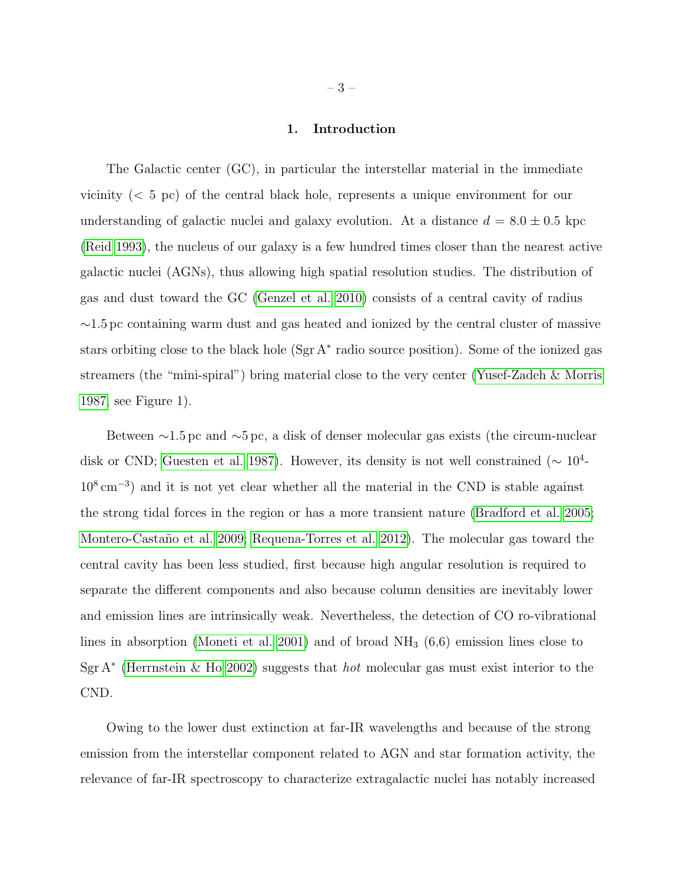## 1. Introduction

The Galactic center (GC), in particular the interstellar material in the immediate vicinity (< 5 pc) of the central black hole, represents a unique environment for our understanding of galactic nuclei and galaxy evolution. At a distance $d = 8.0 \pm 0.5$ kpc (Reid 1993), the nucleus of our galaxy is a few hundred times closer than the nearest active galactic nuclei (AGNs), thus allowing high spatial resolution studies. The distribution of gas and dust toward the GC (Genzel et al. 2010) consists of a central cavity of radius ∼1.5 pc containing warm dust and gas heated and ionized by the central cluster of massive stars orbiting close to the black hole (Sgr A* radio source position). Some of the ionized gas streamers (the "mini-spiral") bring material close to the very center (Yusef-Zadeh & Morris 1987, see Figure 1).

Between ∼1.5 pc and ∼5 pc, a disk of denser molecular gas exists (the circum-nuclear disk or CND; Guesten et al. 1987). However, its density is not well constrained (∼ $10^4$-$10^8$ cm$^{-3}$) and it is not yet clear whether all the material in the CND is stable against the strong tidal forces in the region or has a more transient nature (Bradford et al. 2005; Montero-Castaño et al. 2009; Requena-Torres et al. 2012). The molecular gas toward the central cavity has been less studied, first because high angular resolution is required to separate the different components and also because column densities are inevitably lower and emission lines are intrinsically weak. Nevertheless, the detection of CO ro-vibrational lines in absorption (Moneti et al. 2001) and of broad $NH_3$ (6,6) emission lines close to Sgr A* (Herrnstein & Ho 2002) suggests that *hot* molecular gas must exist interior to the CND.

Owing to the lower dust extinction at far-IR wavelengths and because of the strong emission from the interstellar component related to AGN and star formation activity, the relevance of far-IR spectroscopy to characterize extragalactic nuclei has notably increased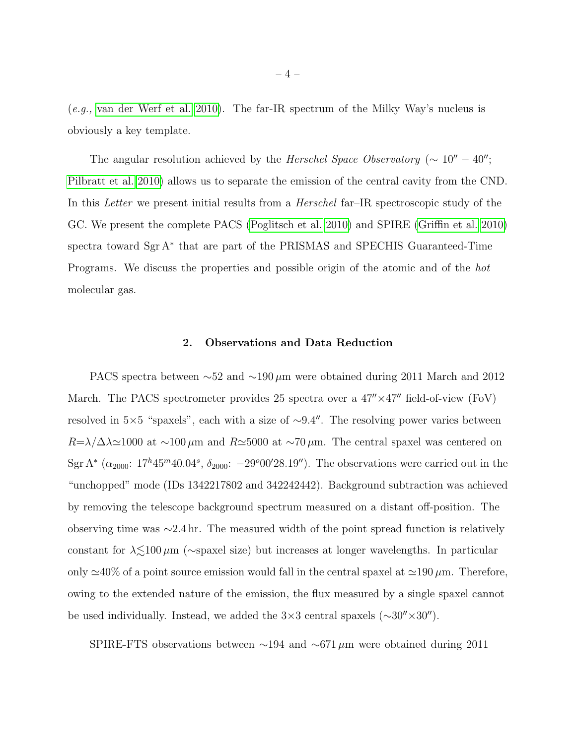(*e.g.,* van der Werf et al. 2010). The far-IR spectrum of the Milky Way's nucleus is obviously a key template.

The angular resolution achieved by the *Herschel Space Observatory* ($\sim 10'' - 40''$; Pilbratt et al. 2010) allows us to separate the emission of the central cavity from the CND. In this *Letter* we present initial results from a *Herschel* far–IR spectroscopic study of the GC. We present the complete PACS (Poglitsch et al. 2010) and SPIRE (Griffin et al. 2010) spectra toward Sgr A$^*$ that are part of the PRISMAS and SPECHIS Guaranteed-Time Programs. We discuss the properties and possible origin of the atomic and of the *hot* molecular gas.

## 2. Observations and Data Reduction

PACS spectra between $\sim$52 and $\sim$190 $\mu$m were obtained during 2011 March and 2012 March. The PACS spectrometer provides 25 spectra over a $47''\times47''$ field-of-view (FoV) resolved in $5\times5$ "spaxels", each with a size of $\sim9.4''$. The resolving power varies between $R=\lambda/\Delta\lambda\simeq1000$ at $\sim$100 $\mu$m and $R\simeq5000$ at $\sim$70 $\mu$m. The central spaxel was centered on Sgr A$^*$ ($\alpha_{2000}$: $17^h45^m40.04^s$, $\delta_{2000}$: $-29^o00'28.19''$). The observations were carried out in the "unchopped" mode (IDs 1342217802 and 342242442). Background subtraction was achieved by removing the telescope background spectrum measured on a distant off-position. The observing time was $\sim$2.4 hr. The measured width of the point spread function is relatively constant for $\lambda\lesssim100\,\mu$m ($\sim$spaxel size) but increases at longer wavelengths. In particular only $\simeq$40% of a point source emission would fall in the central spaxel at $\simeq$190 $\mu$m. Therefore, owing to the extended nature of the emission, the flux measured by a single spaxel cannot be used individually. Instead, we added the $3\times3$ central spaxels ($\sim30''\times30''$).

SPIRE-FTS observations between $\sim$194 and $\sim$671 $\mu$m were obtained during 2011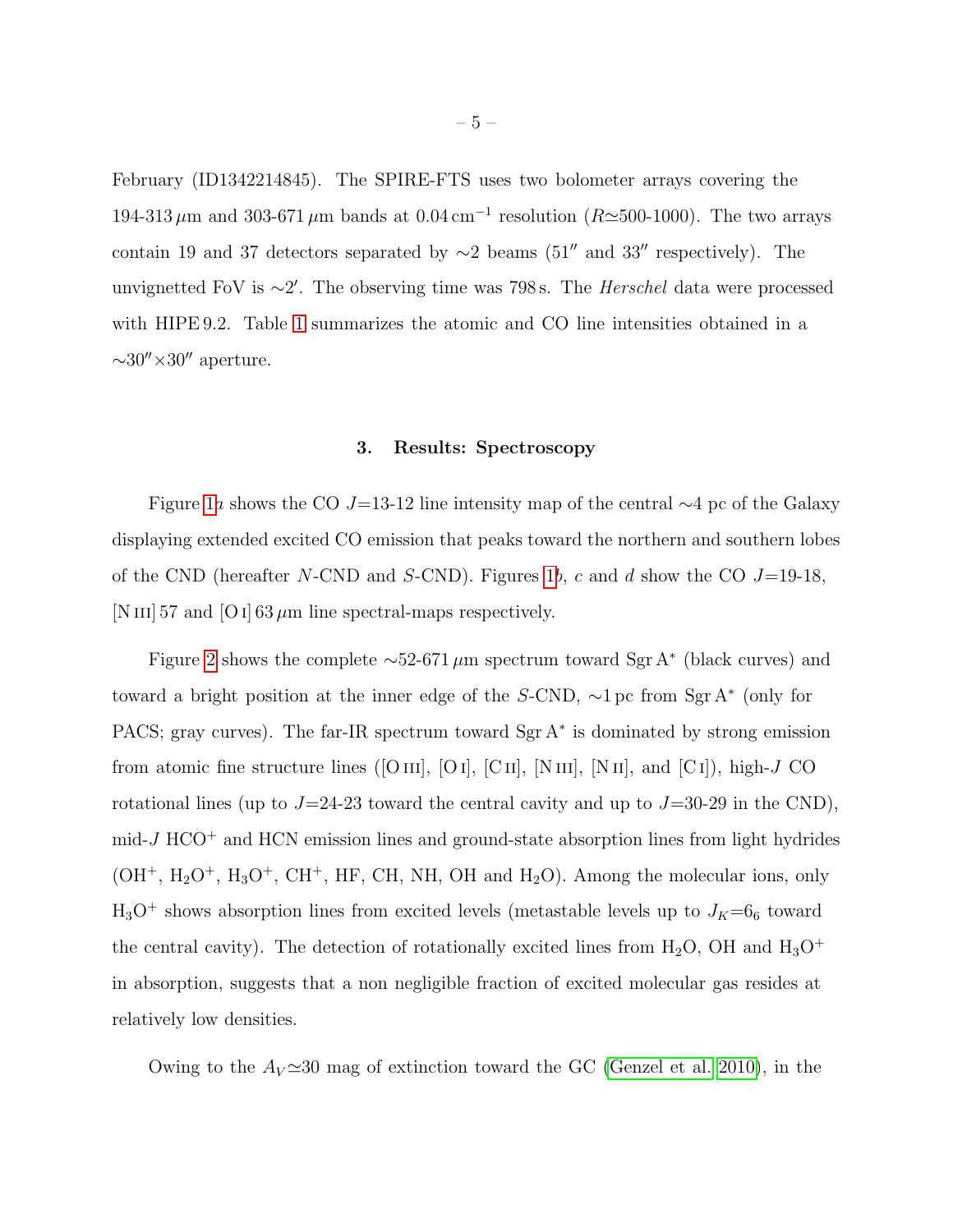February (ID1342214845). The SPIRE-FTS uses two bolometer arrays covering the 194-313 $\mu$m and 303-671 $\mu$m bands at 0.04 cm$^{-1}$ resolution ($R\simeq$500-1000). The two arrays contain 19 and 37 detectors separated by $\sim$2 beams (51$''$ and 33$''$ respectively). The unvignetted FoV is $\sim$2$'$. The observing time was 798 s. The *Herschel* data were processed with HIPE 9.2. Table 1 summarizes the atomic and CO line intensities obtained in a $\sim$30$''\times$30$''$ aperture.

## 3. Results: Spectroscopy

Figure 1*a* shows the CO $J$=13-12 line intensity map of the central $\sim$4 pc of the Galaxy displaying extended excited CO emission that peaks toward the northern and southern lobes of the CND (hereafter *N*-CND and *S*-CND). Figures 1*b*, *c* and *d* show the CO $J$=19-18, [N III] 57 and [O I] 63 $\mu$m line spectral-maps respectively.

Figure 2 shows the complete $\sim$52-671 $\mu$m spectrum toward Sgr A$^*$ (black curves) and toward a bright position at the inner edge of the *S*-CND, $\sim$1 pc from Sgr A$^*$ (only for PACS; gray curves). The far-IR spectrum toward Sgr A$^*$ is dominated by strong emission from atomic fine structure lines ([O III], [O I], [C II], [N III], [N II], and [C I]), high-$J$ CO rotational lines (up to $J$=24-23 toward the central cavity and up to $J$=30-29 in the CND), mid-$J$ $HCO^+$ and HCN emission lines and ground-state absorption lines from light hydrides ($OH^+$, $H_2O^+$, $H_3O^+$, $CH^+$, HF, CH, NH, OH and $H_2O$). Among the molecular ions, only $H_3O^+$ shows absorption lines from excited levels (metastable levels up to $J_K$=$6_6$ toward the central cavity). The detection of rotationally excited lines from $H_2O$, OH and $H_3O^+$ in absorption, suggests that a non negligible fraction of excited molecular gas resides at relatively low densities.

Owing to the $A_V\simeq$30 mag of extinction toward the GC (Genzel et al. 2010), in the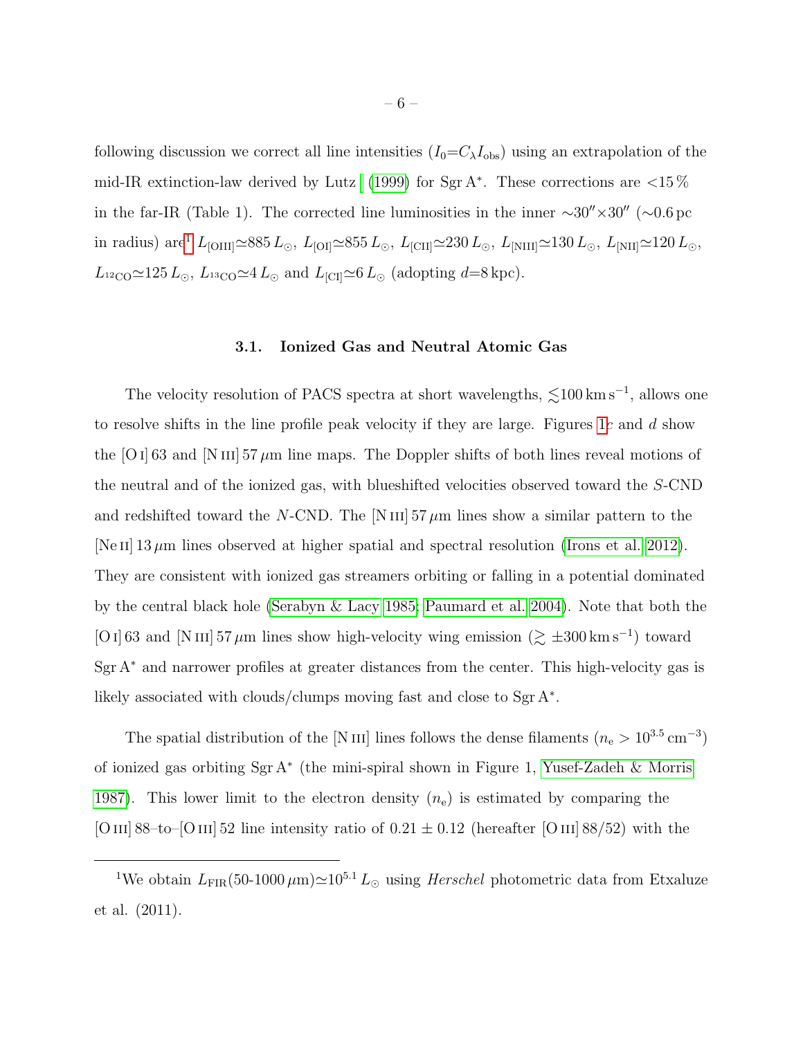following discussion we correct all line intensities ($I_0$=$C_\lambda I_{\rm obs}$) using an extrapolation of the mid-IR extinction-law derived by Lutz (1999) for Sgr A*. These corrections are <15 % in the far-IR (Table 1). The corrected line luminosities in the inner ∼30″×30″ (∼0.6 pc in radius) are[1] $L_{\rm [OIII]}$≃885 $L_\odot$, $L_{\rm [OI]}$≃855 $L_\odot$, $L_{\rm [CII]}$≃230 $L_\odot$, $L_{\rm [NIII]}$≃130 $L_\odot$, $L_{\rm [NII]}$≃120 $L_\odot$, $L_{\rm ^{12}CO}$≃125 $L_\odot$, $L_{\rm ^{13}CO}$≃4 $L_\odot$ and $L_{\rm [CI]}$≃6 $L_\odot$ (adopting $d$=8 kpc).

### 3.1. Ionized Gas and Neutral Atomic Gas

The velocity resolution of PACS spectra at short wavelengths, $\lesssim$100 km s$^{-1}$, allows one to resolve shifts in the line profile peak velocity if they are large. Figures 1*c* and *d* show the [O I] 63 and [N III] 57 μm line maps. The Doppler shifts of both lines reveal motions of the neutral and of the ionized gas, with blueshifted velocities observed toward the *S*-CND and redshifted toward the *N*-CND. The [N III] 57 μm lines show a similar pattern to the [Ne II] 13 μm lines observed at higher spatial and spectral resolution (Irons et al. 2012). They are consistent with ionized gas streamers orbiting or falling in a potential dominated by the central black hole (Serabyn & Lacy 1985; Paumard et al. 2004). Note that both the [O I] 63 and [N III] 57 μm lines show high-velocity wing emission ($\gtrsim$ ±300 km s$^{-1}$) toward Sgr A* and narrower profiles at greater distances from the center. This high-velocity gas is likely associated with clouds/clumps moving fast and close to Sgr A*.

The spatial distribution of the [N III] lines follows the dense filaments ($n_{\rm e} > 10^{3.5}$ cm$^{-3}$) of ionized gas orbiting Sgr A* (the mini-spiral shown in Figure 1, Yusef-Zadeh & Morris 1987). This lower limit to the electron density ($n_{\rm e}$) is estimated by comparing the [O III] 88–to–[O III] 52 line intensity ratio of 0.21 ± 0.12 (hereafter [O III] 88/52) with the

[1] We obtain $L_{\rm FIR}$(50-1000 μm)≃$10^{5.1}$ $L_\odot$ using *Herschel* photometric data from Etxaluze et al. (2011).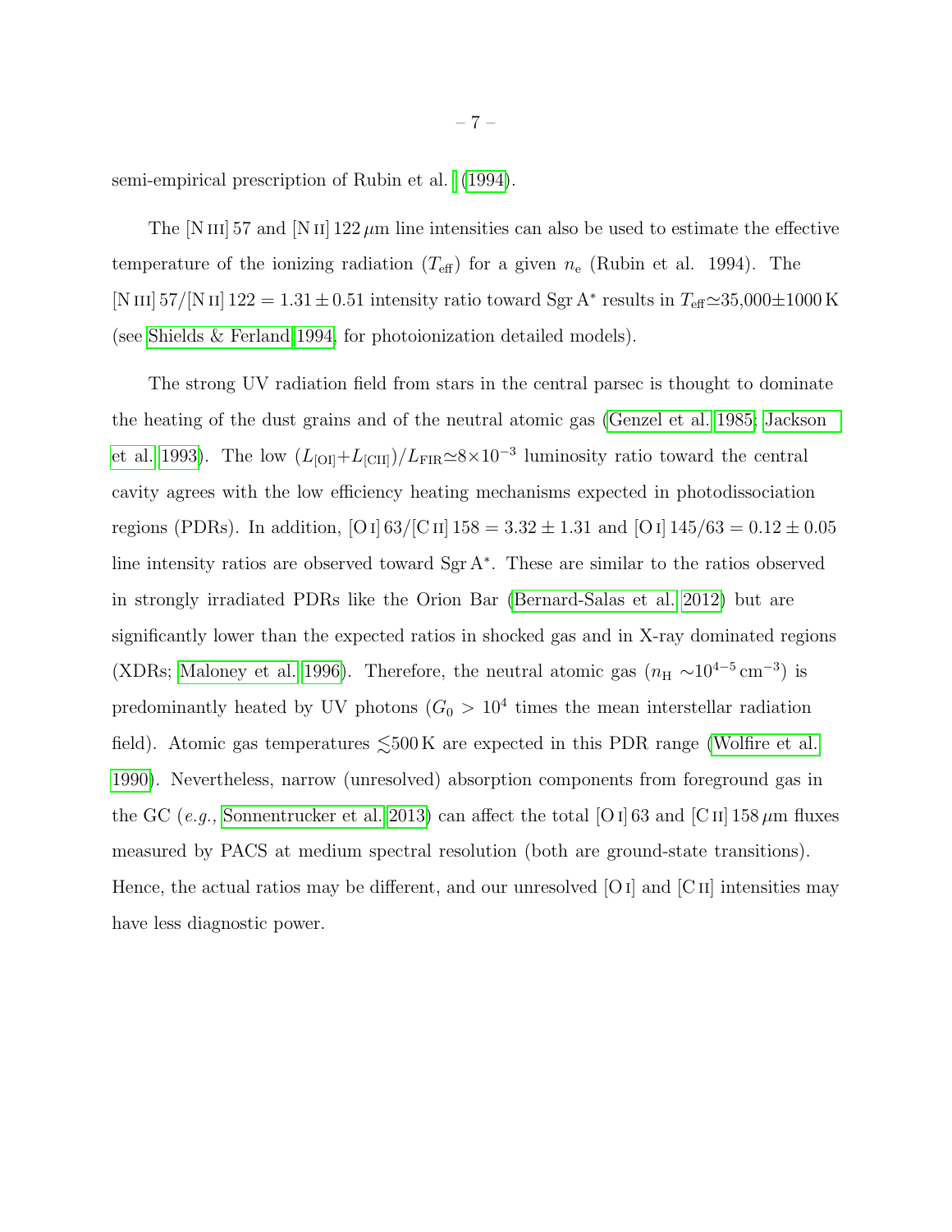semi-empirical prescription of Rubin et al. (1994).

The [N III] 57 and [N II] 122 $\mu$m line intensities can also be used to estimate the effective temperature of the ionizing radiation ($T_{\rm eff}$) for a given $n_{\rm e}$ (Rubin et al. 1994). The [N III] 57/[N II] 122 = $1.31 \pm 0.51$ intensity ratio toward Sgr A$^*$ results in $T_{\rm eff}$$\simeq$35,000$\pm$1000 K (see Shields & Ferland 1994, for photoionization detailed models).

The strong UV radiation field from stars in the central parsec is thought to dominate the heating of the dust grains and of the neutral atomic gas (Genzel et al. 1985; Jackson et al. 1993). The low $(L_{\rm [OI]}+L_{\rm [CII]})/L_{\rm FIR}$$\simeq$$8\times10^{-3}$ luminosity ratio toward the central cavity agrees with the low efficiency heating mechanisms expected in photodissociation regions (PDRs). In addition, [O I] 63/[C II] 158 = $3.32 \pm 1.31$ and [O I] 145/63 = $0.12 \pm 0.05$ line intensity ratios are observed toward Sgr A$^*$. These are similar to the ratios observed in strongly irradiated PDRs like the Orion Bar (Bernard-Salas et al. 2012) but are significantly lower than the expected ratios in shocked gas and in X-ray dominated regions (XDRs; Maloney et al. 1996). Therefore, the neutral atomic gas ($n_{\rm H}$ $\sim$$10^{4-5}$ cm$^{-3}$) is predominantly heated by UV photons ($G_0$ > $10^4$ times the mean interstellar radiation field). Atomic gas temperatures $\lesssim$500 K are expected in this PDR range (Wolfire et al. 1990). Nevertheless, narrow (unresolved) absorption components from foreground gas in the GC (*e.g.,* Sonnentrucker et al. 2013) can affect the total [O I] 63 and [C II] 158 $\mu$m fluxes measured by PACS at medium spectral resolution (both are ground-state transitions). Hence, the actual ratios may be different, and our unresolved [O I] and [C II] intensities may have less diagnostic power.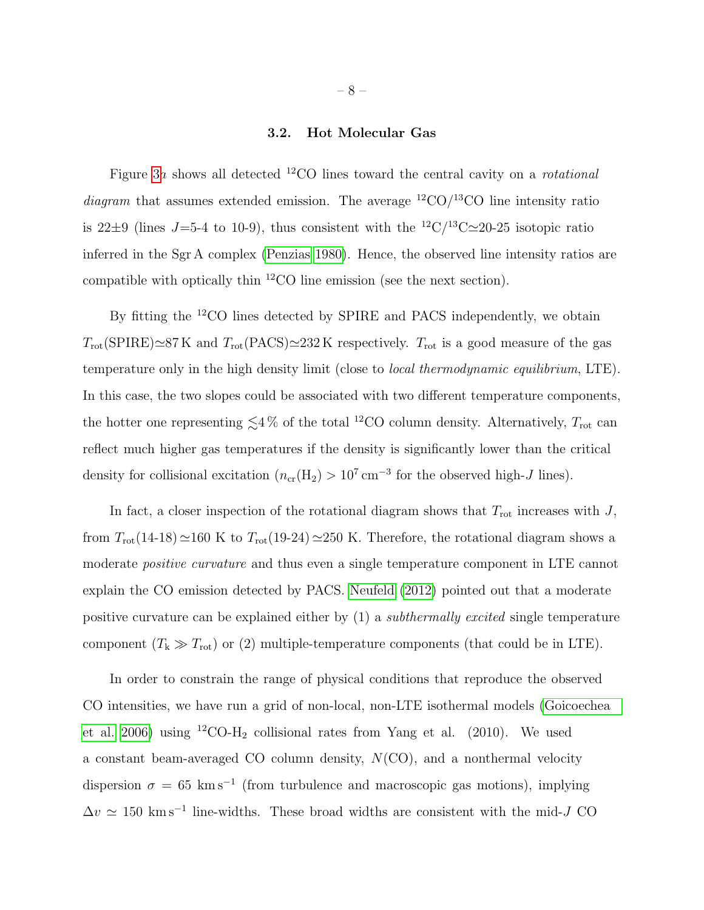### 3.2. Hot Molecular Gas

Figure 3*a* shows all detected $^{12}$CO lines toward the central cavity on a *rotational diagram* that assumes extended emission. The average $^{12}$CO/$^{13}$CO line intensity ratio is 22±9 (lines $J$=5-4 to 10-9), thus consistent with the $^{12}$C/$^{13}$C$\simeq$20-25 isotopic ratio inferred in the Sgr A complex (Penzias 1980). Hence, the observed line intensity ratios are compatible with optically thin $^{12}$CO line emission (see the next section).

By fitting the $^{12}$CO lines detected by SPIRE and PACS independently, we obtain $T_{\rm rot}$(SPIRE)$\simeq$87 K and $T_{\rm rot}$(PACS)$\simeq$232 K respectively. $T_{\rm rot}$ is a good measure of the gas temperature only in the high density limit (close to *local thermodynamic equilibrium*, LTE). In this case, the two slopes could be associated with two different temperature components, the hotter one representing $\lesssim$4 % of the total $^{12}$CO column density. Alternatively, $T_{\rm rot}$ can reflect much higher gas temperatures if the density is significantly lower than the critical density for collisional excitation ($n_{\rm cr}$(H$_2$) > $10^7$ cm$^{-3}$ for the observed high-$J$ lines).

In fact, a closer inspection of the rotational diagram shows that $T_{\rm rot}$ increases with $J$, from $T_{\rm rot}$(14-18)$\simeq$160 K to $T_{\rm rot}$(19-24)$\simeq$250 K. Therefore, the rotational diagram shows a moderate *positive curvature* and thus even a single temperature component in LTE cannot explain the CO emission detected by PACS. Neufeld (2012) pointed out that a moderate positive curvature can be explained either by (1) a *subthermally excited* single temperature component ($T_{\rm k} \gg T_{\rm rot}$) or (2) multiple-temperature components (that could be in LTE).

In order to constrain the range of physical conditions that reproduce the observed CO intensities, we have run a grid of non-local, non-LTE isothermal models (Goicoechea et al. 2006) using $^{12}$CO-H$_2$ collisional rates from Yang et al. (2010). We used a constant beam-averaged CO column density, $N$(CO), and a nonthermal velocity dispersion $\sigma$ = 65 km s$^{-1}$ (from turbulence and macroscopic gas motions), implying $\Delta v \simeq$ 150 km s$^{-1}$ line-widths. These broad widths are consistent with the mid-$J$ CO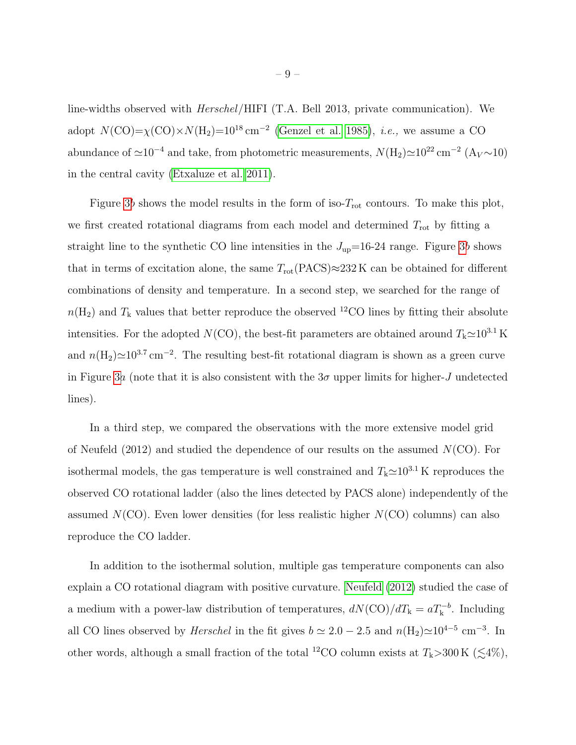line-widths observed with *Herschel*/HIFI (T.A. Bell 2013, private communication). We adopt $N(\mathrm{CO})=\chi(\mathrm{CO})\times N(\mathrm{H_2})=10^{18}\,\mathrm{cm^{-2}}$ (Genzel et al. 1985), *i.e.,* we assume a CO abundance of $\simeq 10^{-4}$ and take, from photometric measurements, $N(\mathrm{H_2})\simeq 10^{22}\,\mathrm{cm^{-2}}$ ($A_V \sim 10$) in the central cavity (Etxaluze et al. 2011).

Figure 3*b* shows the model results in the form of iso-$T_{\mathrm{rot}}$ contours. To make this plot, we first created rotational diagrams from each model and determined $T_{\mathrm{rot}}$ by fitting a straight line to the synthetic CO line intensities in the $J_{\mathrm{up}}$=16-24 range. Figure 3*b* shows that in terms of excitation alone, the same $T_{\mathrm{rot}}(\mathrm{PACS})\approx 232\,\mathrm{K}$ can be obtained for different combinations of density and temperature. In a second step, we searched for the range of $n(\mathrm{H_2})$ and $T_{\mathrm{k}}$ values that better reproduce the observed $^{12}$CO lines by fitting their absolute intensities. For the adopted $N(\mathrm{CO})$, the best-fit parameters are obtained around $T_{\mathrm{k}}\simeq 10^{3.1}\,\mathrm{K}$ and $n(\mathrm{H_2})\simeq 10^{3.7}\,\mathrm{cm^{-2}}$. The resulting best-fit rotational diagram is shown as a green curve in Figure 3*a* (note that it is also consistent with the $3\sigma$ upper limits for higher-$J$ undetected lines).

In a third step, we compared the observations with the more extensive model grid of Neufeld (2012) and studied the dependence of our results on the assumed $N(\mathrm{CO})$. For isothermal models, the gas temperature is well constrained and $T_{\mathrm{k}}\simeq 10^{3.1}\,\mathrm{K}$ reproduces the observed CO rotational ladder (also the lines detected by PACS alone) independently of the assumed $N(\mathrm{CO})$. Even lower densities (for less realistic higher $N(\mathrm{CO})$ columns) can also reproduce the CO ladder.

In addition to the isothermal solution, multiple gas temperature components can also explain a CO rotational diagram with positive curvature. Neufeld (2012) studied the case of a medium with a power-law distribution of temperatures, $dN(\mathrm{CO})/dT_{\mathrm{k}} = aT_{\mathrm{k}}^{-b}$. Including all CO lines observed by *Herschel* in the fit gives $b \simeq 2.0-2.5$ and $n(\mathrm{H_2})\simeq 10^{4-5}\,\mathrm{cm^{-3}}$. In other words, although a small fraction of the total $^{12}$CO column exists at $T_{\mathrm{k}}>300\,\mathrm{K}$ ($\lesssim$4%),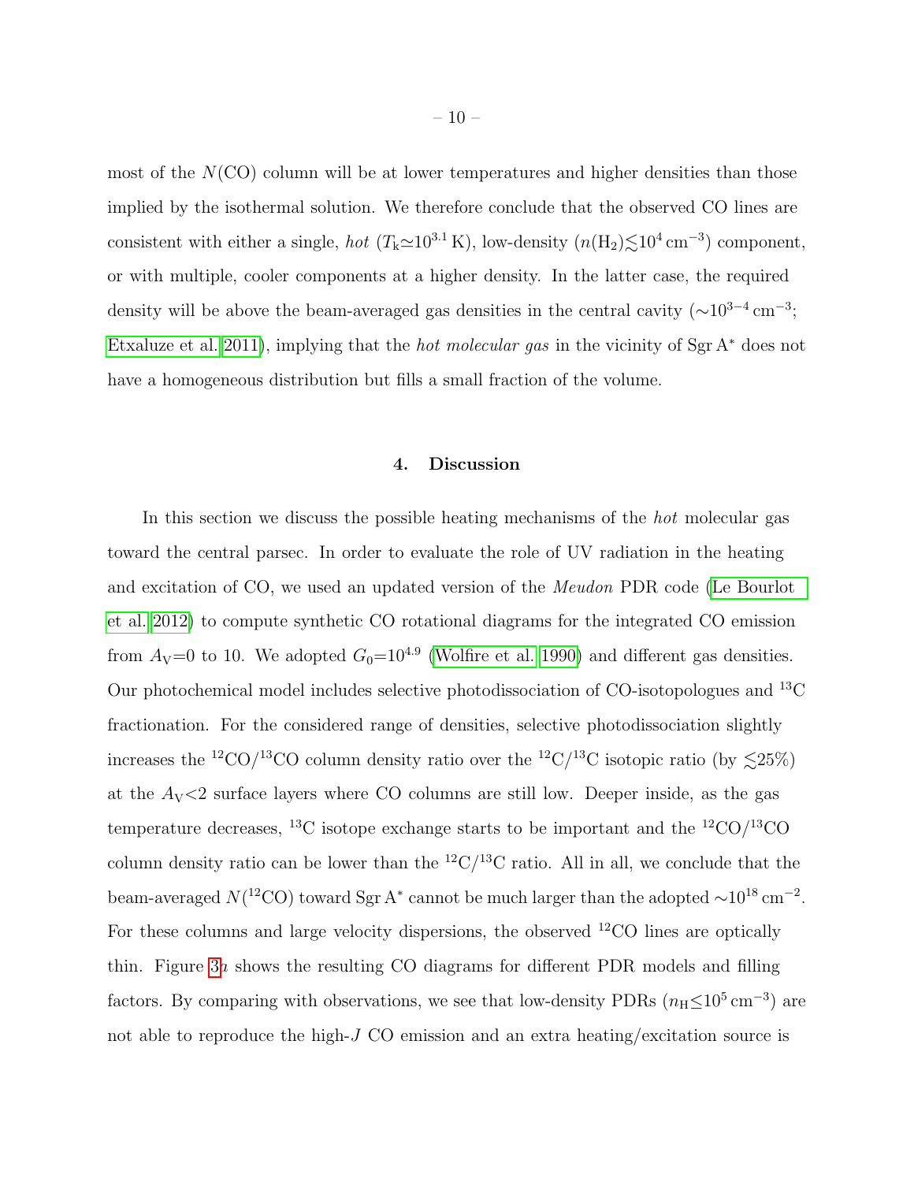most of the $N$(CO) column will be at lower temperatures and higher densities than those implied by the isothermal solution. We therefore conclude that the observed CO lines are consistent with either a single, *hot* ($T_{\rm k}\simeq10^{3.1}$ K), low-density ($n({\rm H_2})\lesssim10^4\,{\rm cm^{-3}}$) component, or with multiple, cooler components at a higher density. In the latter case, the required density will be above the beam-averaged gas densities in the central cavity ($\sim10^{3-4}\,{\rm cm^{-3}}$; Etxaluze et al. 2011), implying that the *hot molecular gas* in the vicinity of Sgr A$^*$ does not have a homogeneous distribution but fills a small fraction of the volume.

## 4. Discussion

In this section we discuss the possible heating mechanisms of the *hot* molecular gas toward the central parsec. In order to evaluate the role of UV radiation in the heating and excitation of CO, we used an updated version of the *Meudon* PDR code (Le Bourlot et al. 2012) to compute synthetic CO rotational diagrams for the integrated CO emission from $A_{\rm V}$=0 to 10. We adopted $G_0=10^{4.9}$ (Wolfire et al. 1990) and different gas densities. Our photochemical model includes selective photodissociation of CO-isotopologues and $^{13}$C fractionation. For the considered range of densities, selective photodissociation slightly increases the $^{12}$CO/$^{13}$CO column density ratio over the $^{12}$C/$^{13}$C isotopic ratio (by $\lesssim$25%) at the $A_{\rm V}<2$ surface layers where CO columns are still low. Deeper inside, as the gas temperature decreases, $^{13}$C isotope exchange starts to be important and the $^{12}$CO/$^{13}$CO column density ratio can be lower than the $^{12}$C/$^{13}$C ratio. All in all, we conclude that the beam-averaged $N(^{12}$CO) toward Sgr A$^*$ cannot be much larger than the adopted $\sim10^{18}\,{\rm cm^{-2}}$. For these columns and large velocity dispersions, the observed $^{12}$CO lines are optically thin. Figure 3*a* shows the resulting CO diagrams for different PDR models and filling factors. By comparing with observations, we see that low-density PDRs ($n_{\rm H}\leq10^5\,{\rm cm^{-3}}$) are not able to reproduce the high-$J$ CO emission and an extra heating/excitation source is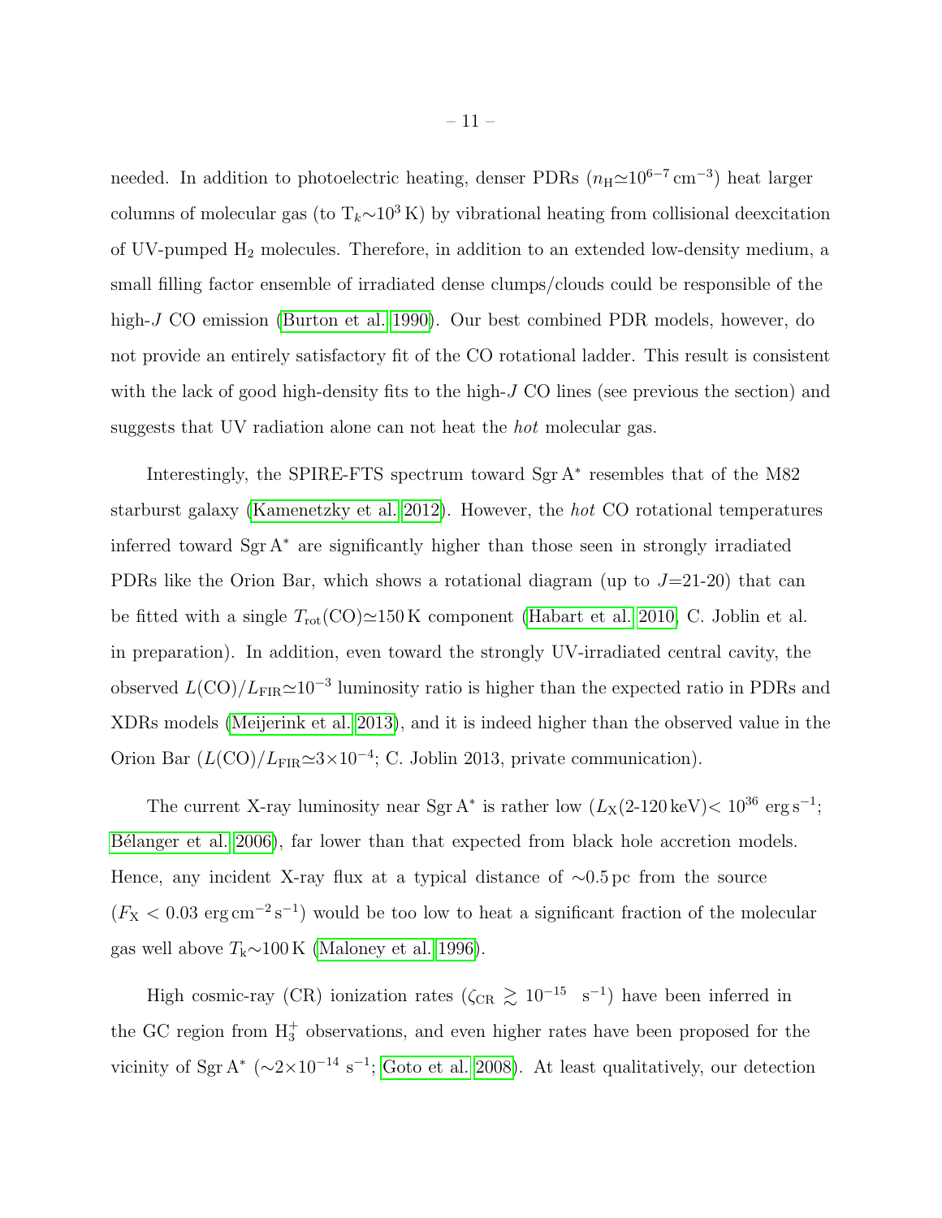needed. In addition to photoelectric heating, denser PDRs ($n_{\rm H}\simeq10^{6-7}\,{\rm cm^{-3}}$) heat larger columns of molecular gas (to $T_k\sim10^3$ K) by vibrational heating from collisional deexcitation of UV-pumped $H_2$ molecules. Therefore, in addition to an extended low-density medium, a small filling factor ensemble of irradiated dense clumps/clouds could be responsible of the high-$J$ CO emission (Burton et al. 1990). Our best combined PDR models, however, do not provide an entirely satisfactory fit of the CO rotational ladder. This result is consistent with the lack of good high-density fits to the high-$J$ CO lines (see previous the section) and suggests that UV radiation alone can not heat the *hot* molecular gas.

Interestingly, the SPIRE-FTS spectrum toward Sgr A$^*$ resembles that of the M82 starburst galaxy (Kamenetzky et al. 2012). However, the *hot* CO rotational temperatures inferred toward Sgr A$^*$ are significantly higher than those seen in strongly irradiated PDRs like the Orion Bar, which shows a rotational diagram (up to $J$=21-20) that can be fitted with a single $T_{\rm rot}({\rm CO})\simeq150$ K component (Habart et al. 2010, C. Joblin et al. in preparation). In addition, even toward the strongly UV-irradiated central cavity, the observed $L({\rm CO})/L_{\rm FIR}\simeq10^{-3}$ luminosity ratio is higher than the expected ratio in PDRs and XDRs models (Meijerink et al. 2013), and it is indeed higher than the observed value in the Orion Bar ($L({\rm CO})/L_{\rm FIR}\simeq3\times10^{-4}$; C. Joblin 2013, private communication).

The current X-ray luminosity near Sgr A$^*$ is rather low ($L_{\rm X}$(2-120 keV)$<10^{36}$ erg s$^{-1}$; Bélanger et al. 2006), far lower than that expected from black hole accretion models. Hence, any incident X-ray flux at a typical distance of $\sim$0.5 pc from the source ($F_{\rm X}<0.03$ erg cm$^{-2}$ s$^{-1}$) would be too low to heat a significant fraction of the molecular gas well above $T_{\rm k}\sim100$ K (Maloney et al. 1996).

High cosmic-ray (CR) ionization rates ($\zeta_{\rm CR}\gtrsim10^{-15}$ s$^{-1}$) have been inferred in the GC region from $H_3^+$ observations, and even higher rates have been proposed for the vicinity of Sgr A$^*$ ($\sim2\times10^{-14}$ s$^{-1}$; Goto et al. 2008). At least qualitatively, our detection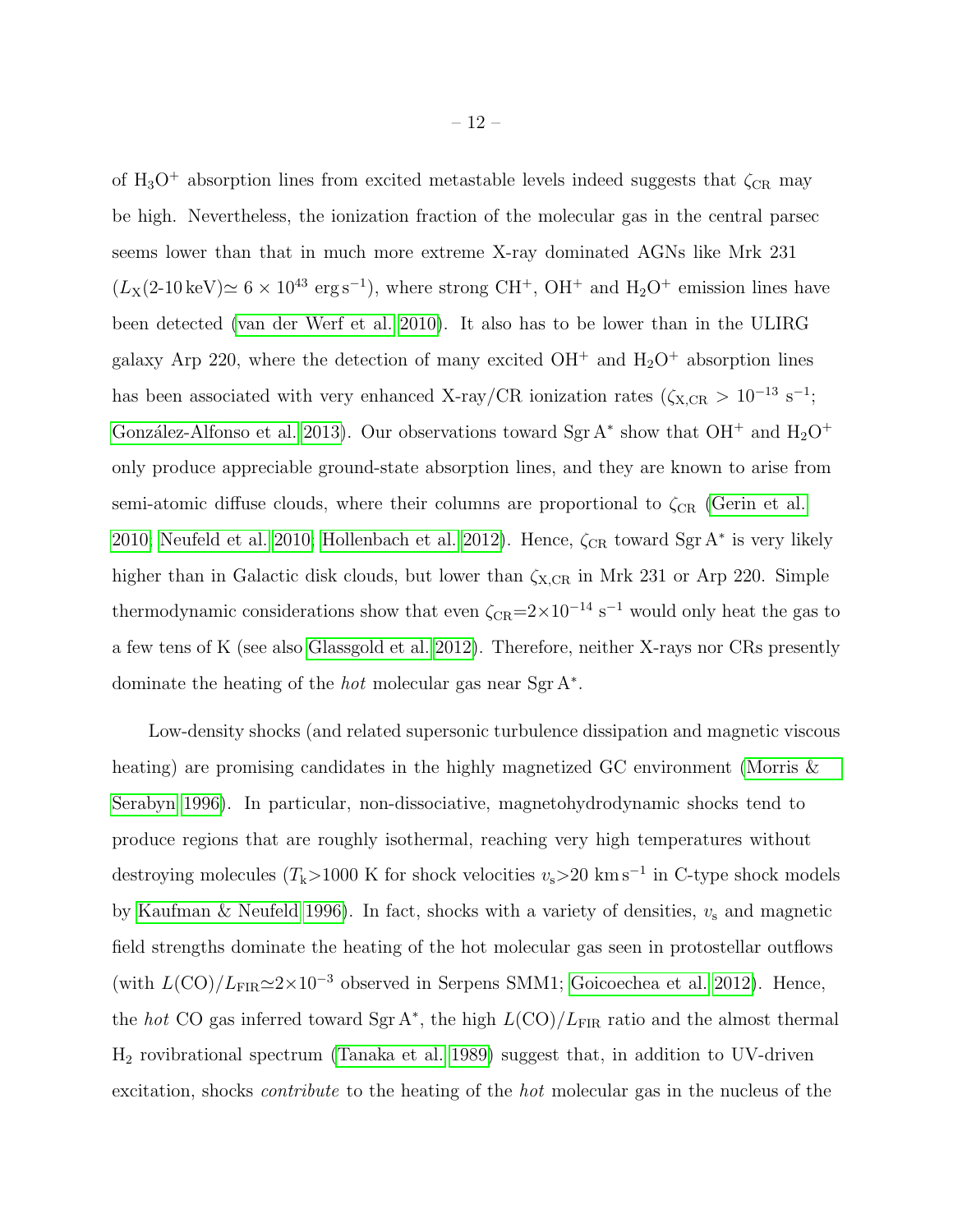of $H_3O^+$ absorption lines from excited metastable levels indeed suggests that $\zeta_{CR}$ may be high. Nevertheless, the ionization fraction of the molecular gas in the central parsec seems lower than that in much more extreme X-ray dominated AGNs like Mrk 231 ($L_X$(2-10 keV)$\simeq 6 \times 10^{43}$ erg s$^{-1}$), where strong $CH^+$, $OH^+$ and $H_2O^+$ emission lines have been detected (van der Werf et al. 2010). It also has to be lower than in the ULIRG galaxy Arp 220, where the detection of many excited $OH^+$ and $H_2O^+$ absorption lines has been associated with very enhanced X-ray/CR ionization rates ($\zeta_{X,CR} > 10^{-13}$ s$^{-1}$; González-Alfonso et al. 2013). Our observations toward Sgr A$^*$ show that $OH^+$ and $H_2O^+$ only produce appreciable ground-state absorption lines, and they are known to arise from semi-atomic diffuse clouds, where their columns are proportional to $\zeta_{CR}$ (Gerin et al. 2010; Neufeld et al. 2010; Hollenbach et al. 2012). Hence, $\zeta_{CR}$ toward Sgr A$^*$ is very likely higher than in Galactic disk clouds, but lower than $\zeta_{X,CR}$ in Mrk 231 or Arp 220. Simple thermodynamic considerations show that even $\zeta_{CR}$=$2\times10^{-14}$ s$^{-1}$ would only heat the gas to a few tens of K (see also Glassgold et al. 2012). Therefore, neither X-rays nor CRs presently dominate the heating of the *hot* molecular gas near Sgr A$^*$.

Low-density shocks (and related supersonic turbulence dissipation and magnetic viscous heating) are promising candidates in the highly magnetized GC environment (Morris & Serabyn 1996). In particular, non-dissociative, magnetohydrodynamic shocks tend to produce regions that are roughly isothermal, reaching very high temperatures without destroying molecules ($T_k$>1000 K for shock velocities $v_s$>20 km s$^{-1}$ in C-type shock models by Kaufman & Neufeld 1996). In fact, shocks with a variety of densities, $v_s$ and magnetic field strengths dominate the heating of the hot molecular gas seen in protostellar outflows (with $L(CO)/L_{FIR}\simeq2\times10^{-3}$ observed in Serpens SMM1; Goicoechea et al. 2012). Hence, the *hot* CO gas inferred toward Sgr A$^*$, the high $L(CO)/L_{FIR}$ ratio and the almost thermal $H_2$ rovibrational spectrum (Tanaka et al. 1989) suggest that, in addition to UV-driven excitation, shocks *contribute* to the heating of the *hot* molecular gas in the nucleus of the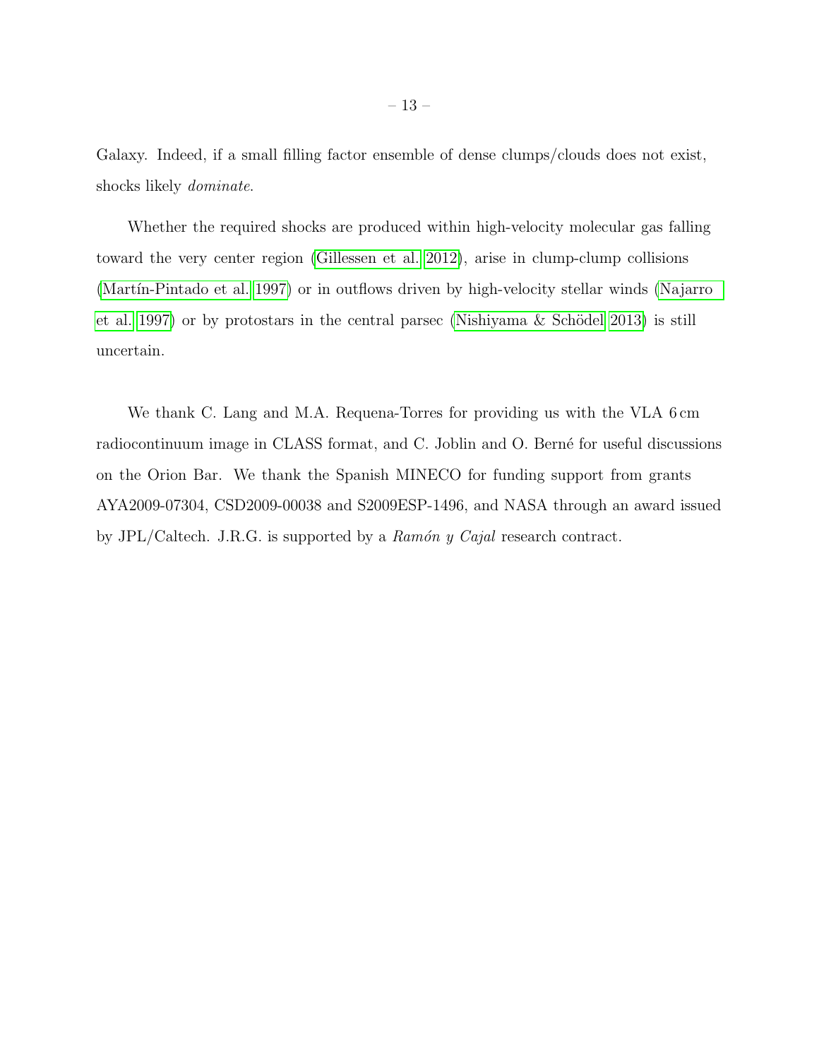Galaxy. Indeed, if a small filling factor ensemble of dense clumps/clouds does not exist, shocks likely *dominate*.

Whether the required shocks are produced within high-velocity molecular gas falling toward the very center region (Gillessen et al. 2012), arise in clump-clump collisions (Martín-Pintado et al. 1997) or in outflows driven by high-velocity stellar winds (Najarro et al. 1997) or by protostars in the central parsec (Nishiyama & Schödel 2013) is still uncertain.

We thank C. Lang and M.A. Requena-Torres for providing us with the VLA 6 cm radiocontinuum image in CLASS format, and C. Joblin and O. Berné for useful discussions on the Orion Bar. We thank the Spanish MINECO for funding support from grants AYA2009-07304, CSD2009-00038 and S2009ESP-1496, and NASA through an award issued by JPL/Caltech. J.R.G. is supported by a *Ramón y Cajal* research contract.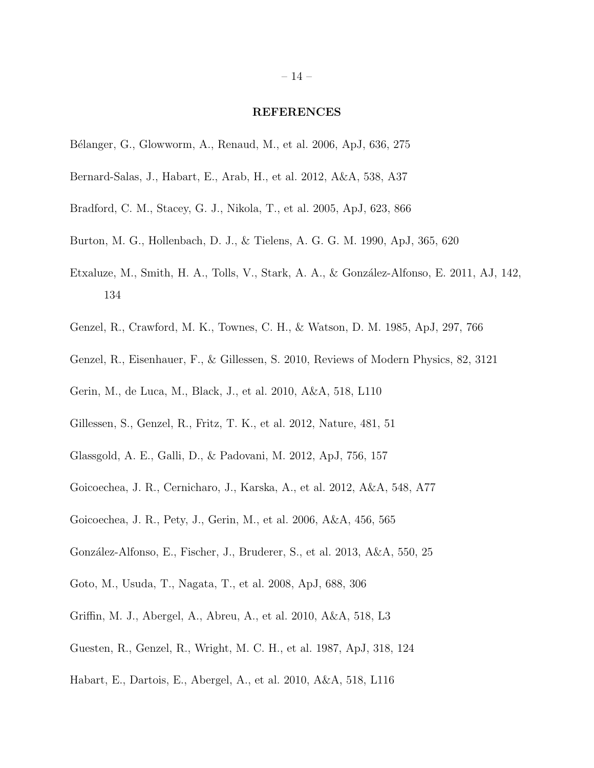## REFERENCES

Bélanger, G., Glowworm, A., Renaud, M., et al. 2006, ApJ, 636, 275

Bernard-Salas, J., Habart, E., Arab, H., et al. 2012, A&A, 538, A37

Bradford, C. M., Stacey, G. J., Nikola, T., et al. 2005, ApJ, 623, 866

Burton, M. G., Hollenbach, D. J., & Tielens, A. G. G. M. 1990, ApJ, 365, 620

Etxaluze, M., Smith, H. A., Tolls, V., Stark, A. A., & González-Alfonso, E. 2011, AJ, 142, 134

Genzel, R., Crawford, M. K., Townes, C. H., & Watson, D. M. 1985, ApJ, 297, 766

Genzel, R., Eisenhauer, F., & Gillessen, S. 2010, Reviews of Modern Physics, 82, 3121

Gerin, M., de Luca, M., Black, J., et al. 2010, A&A, 518, L110

Gillessen, S., Genzel, R., Fritz, T. K., et al. 2012, Nature, 481, 51

Glassgold, A. E., Galli, D., & Padovani, M. 2012, ApJ, 756, 157

Goicoechea, J. R., Cernicharo, J., Karska, A., et al. 2012, A&A, 548, A77

Goicoechea, J. R., Pety, J., Gerin, M., et al. 2006, A&A, 456, 565

González-Alfonso, E., Fischer, J., Bruderer, S., et al. 2013, A&A, 550, 25

Goto, M., Usuda, T., Nagata, T., et al. 2008, ApJ, 688, 306

Griffin, M. J., Abergel, A., Abreu, A., et al. 2010, A&A, 518, L3

Guesten, R., Genzel, R., Wright, M. C. H., et al. 1987, ApJ, 318, 124

Habart, E., Dartois, E., Abergel, A., et al. 2010, A&A, 518, L116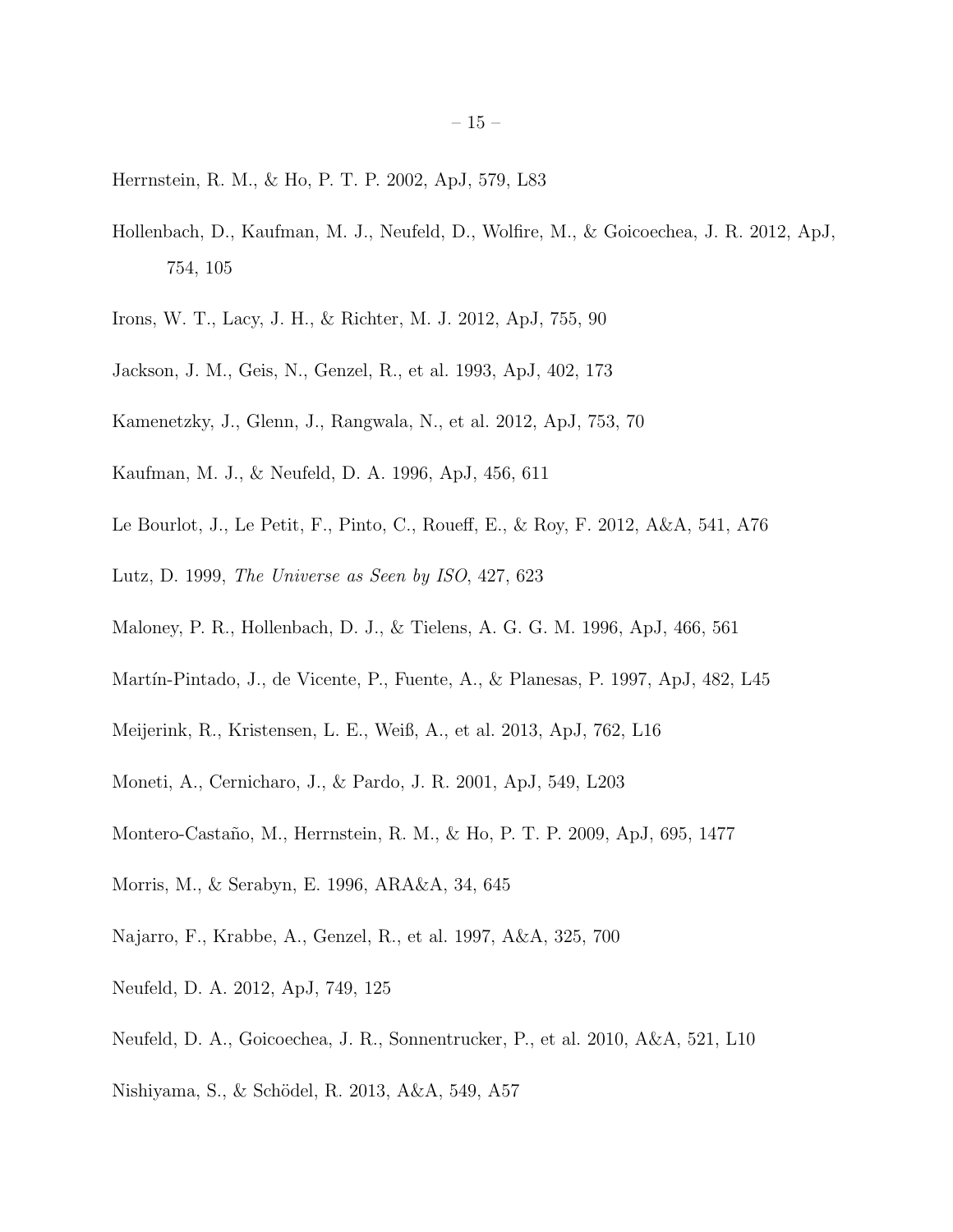Herrnstein, R. M., & Ho, P. T. P. 2002, ApJ, 579, L83

Hollenbach, D., Kaufman, M. J., Neufeld, D., Wolfire, M., & Goicoechea, J. R. 2012, ApJ, 754, 105

Irons, W. T., Lacy, J. H., & Richter, M. J. 2012, ApJ, 755, 90

Jackson, J. M., Geis, N., Genzel, R., et al. 1993, ApJ, 402, 173

Kamenetzky, J., Glenn, J., Rangwala, N., et al. 2012, ApJ, 753, 70

Kaufman, M. J., & Neufeld, D. A. 1996, ApJ, 456, 611

Le Bourlot, J., Le Petit, F., Pinto, C., Roueff, E., & Roy, F. 2012, A&A, 541, A76

Lutz, D. 1999, *The Universe as Seen by ISO*, 427, 623

Maloney, P. R., Hollenbach, D. J., & Tielens, A. G. G. M. 1996, ApJ, 466, 561

Martín-Pintado, J., de Vicente, P., Fuente, A., & Planesas, P. 1997, ApJ, 482, L45

Meijerink, R., Kristensen, L. E., Weiß, A., et al. 2013, ApJ, 762, L16

Moneti, A., Cernicharo, J., & Pardo, J. R. 2001, ApJ, 549, L203

Montero-Castaño, M., Herrnstein, R. M., & Ho, P. T. P. 2009, ApJ, 695, 1477

Morris, M., & Serabyn, E. 1996, ARA&A, 34, 645

Najarro, F., Krabbe, A., Genzel, R., et al. 1997, A&A, 325, 700

Neufeld, D. A. 2012, ApJ, 749, 125

Neufeld, D. A., Goicoechea, J. R., Sonnentrucker, P., et al. 2010, A&A, 521, L10

Nishiyama, S., & Schödel, R. 2013, A&A, 549, A57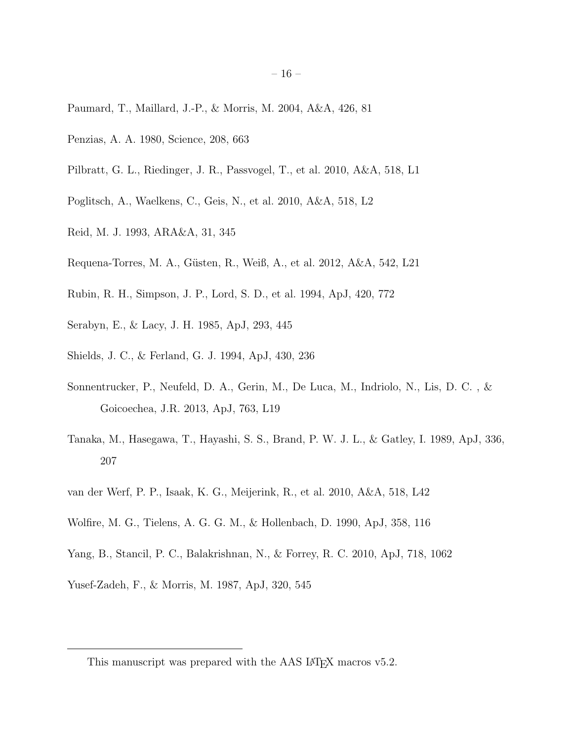Paumard, T., Maillard, J.-P., & Morris, M. 2004, A&A, 426, 81

Penzias, A. A. 1980, Science, 208, 663

Pilbratt, G. L., Riedinger, J. R., Passvogel, T., et al. 2010, A&A, 518, L1

Poglitsch, A., Waelkens, C., Geis, N., et al. 2010, A&A, 518, L2

Reid, M. J. 1993, ARA&A, 31, 345

Requena-Torres, M. A., Güsten, R., Weiß, A., et al. 2012, A&A, 542, L21

Rubin, R. H., Simpson, J. P., Lord, S. D., et al. 1994, ApJ, 420, 772

Serabyn, E., & Lacy, J. H. 1985, ApJ, 293, 445

Shields, J. C., & Ferland, G. J. 1994, ApJ, 430, 236

Sonnentrucker, P., Neufeld, D. A., Gerin, M., De Luca, M., Indriolo, N., Lis, D. C. , & Goicoechea, J.R. 2013, ApJ, 763, L19

Tanaka, M., Hasegawa, T., Hayashi, S. S., Brand, P. W. J. L., & Gatley, I. 1989, ApJ, 336, 207

van der Werf, P. P., Isaak, K. G., Meijerink, R., et al. 2010, A&A, 518, L42

Wolfire, M. G., Tielens, A. G. G. M., & Hollenbach, D. 1990, ApJ, 358, 116

Yang, B., Stancil, P. C., Balakrishnan, N., & Forrey, R. C. 2010, ApJ, 718, 1062

Yusef-Zadeh, F., & Morris, M. 1987, ApJ, 320, 545

---

This manuscript was prepared with the AAS LaTeX macros v5.2.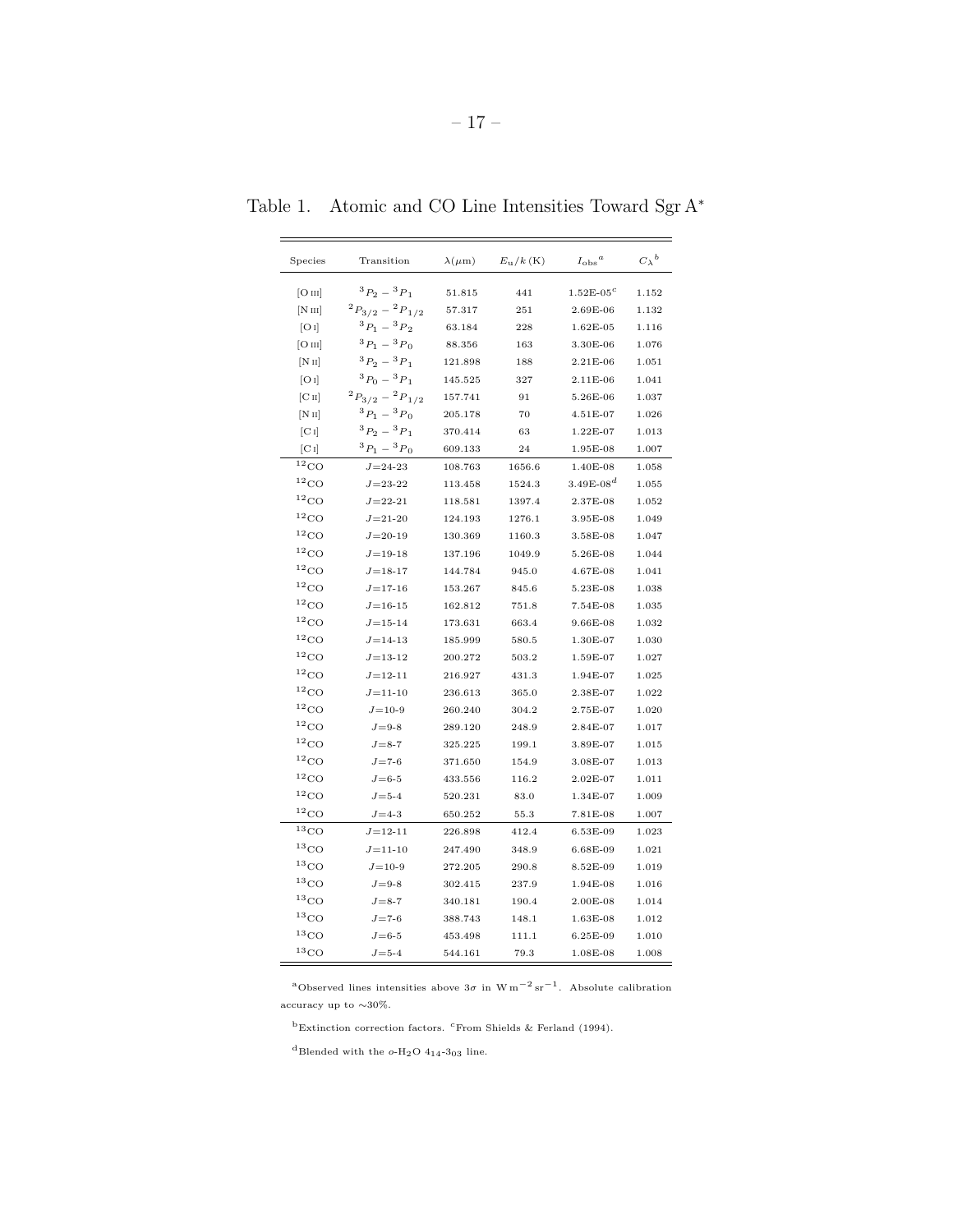Table 1. Atomic and CO Line Intensities Toward Sgr A*

| Species | Transition | $\lambda(\mu\mathrm{m})$ | $E_\mathrm{u}/k\,(\mathrm{K})$ | $I_\mathrm{obs}$ [a] | $C_\lambda$ [b] |
|---|---|---|---|---|---|
| [O III] | $^3P_2 - {}^3P_1$ | 51.815 | 441 | 1.52E-05 [c] | 1.152 |
| [N III] | $^2P_{3/2} - {}^2P_{1/2}$ | 57.317 | 251 | 2.69E-06 | 1.132 |
| [O I] | $^3P_1 - {}^3P_2$ | 63.184 | 228 | 1.62E-05 | 1.116 |
| [O III] | $^3P_1 - {}^3P_0$ | 88.356 | 163 | 3.30E-06 | 1.076 |
| [N II] | $^3P_2 - {}^3P_1$ | 121.898 | 188 | 2.21E-06 | 1.051 |
| [O I] | $^3P_0 - {}^3P_1$ | 145.525 | 327 | 2.11E-06 | 1.041 |
| [C II] | $^2P_{3/2} - {}^2P_{1/2}$ | 157.741 | 91 | 5.26E-06 | 1.037 |
| [N II] | $^3P_1 - {}^3P_0$ | 205.178 | 70 | 4.51E-07 | 1.026 |
| [C I] | $^3P_2 - {}^3P_1$ | 370.414 | 63 | 1.22E-07 | 1.013 |
| [C I] | $^3P_1 - {}^3P_0$ | 609.133 | 24 | 1.95E-08 | 1.007 |
| $^{12}$CO | $J$=24-23 | 108.763 | 1656.6 | 1.40E-08 | 1.058 |
| $^{12}$CO | $J$=23-22 | 113.458 | 1524.3 | 3.49E-08 [d] | 1.055 |
| $^{12}$CO | $J$=22-21 | 118.581 | 1397.4 | 2.37E-08 | 1.052 |
| $^{12}$CO | $J$=21-20 | 124.193 | 1276.1 | 3.95E-08 | 1.049 |
| $^{12}$CO | $J$=20-19 | 130.369 | 1160.3 | 3.58E-08 | 1.047 |
| $^{12}$CO | $J$=19-18 | 137.196 | 1049.9 | 5.26E-08 | 1.044 |
| $^{12}$CO | $J$=18-17 | 144.784 | 945.0 | 4.67E-08 | 1.041 |
| $^{12}$CO | $J$=17-16 | 153.267 | 845.6 | 5.23E-08 | 1.038 |
| $^{12}$CO | $J$=16-15 | 162.812 | 751.8 | 7.54E-08 | 1.035 |
| $^{12}$CO | $J$=15-14 | 173.631 | 663.4 | 9.66E-08 | 1.032 |
| $^{12}$CO | $J$=14-13 | 185.999 | 580.5 | 1.30E-07 | 1.030 |
| $^{12}$CO | $J$=13-12 | 200.272 | 503.2 | 1.59E-07 | 1.027 |
| $^{12}$CO | $J$=12-11 | 216.927 | 431.3 | 1.94E-07 | 1.025 |
| $^{12}$CO | $J$=11-10 | 236.613 | 365.0 | 2.38E-07 | 1.022 |
| $^{12}$CO | $J$=10-9 | 260.240 | 304.2 | 2.75E-07 | 1.020 |
| $^{12}$CO | $J$=9-8 | 289.120 | 248.9 | 2.84E-07 | 1.017 |
| $^{12}$CO | $J$=8-7 | 325.225 | 199.1 | 3.89E-07 | 1.015 |
| $^{12}$CO | $J$=7-6 | 371.650 | 154.9 | 3.08E-07 | 1.013 |
| $^{12}$CO | $J$=6-5 | 433.556 | 116.2 | 2.02E-07 | 1.011 |
| $^{12}$CO | $J$=5-4 | 520.231 | 83.0 | 1.34E-07 | 1.009 |
| $^{12}$CO | $J$=4-3 | 650.252 | 55.3 | 7.81E-08 | 1.007 |
| $^{13}$CO | $J$=12-11 | 226.898 | 412.4 | 6.53E-09 | 1.023 |
| $^{13}$CO | $J$=11-10 | 247.490 | 348.9 | 6.68E-09 | 1.021 |
| $^{13}$CO | $J$=10-9 | 272.205 | 290.8 | 8.52E-09 | 1.019 |
| $^{13}$CO | $J$=9-8 | 302.415 | 237.9 | 1.94E-08 | 1.016 |
| $^{13}$CO | $J$=8-7 | 340.181 | 190.4 | 2.00E-08 | 1.014 |
| $^{13}$CO | $J$=7-6 | 388.743 | 148.1 | 1.63E-08 | 1.012 |
| $^{13}$CO | $J$=6-5 | 453.498 | 111.1 | 6.25E-09 | 1.010 |
| $^{13}$CO | $J$=5-4 | 544.161 | 79.3 | 1.08E-08 | 1.008 |

[a] Observed lines intensities above $3\sigma$ in $\mathrm{W\,m^{-2}\,sr^{-1}}$. Absolute calibration accuracy up to ~30%.

[b] Extinction correction factors. [c] From Shields & Ferland (1994).

[d] Blended with the $o$-$H_2O$ $4_{14}$-$3_{03}$ line.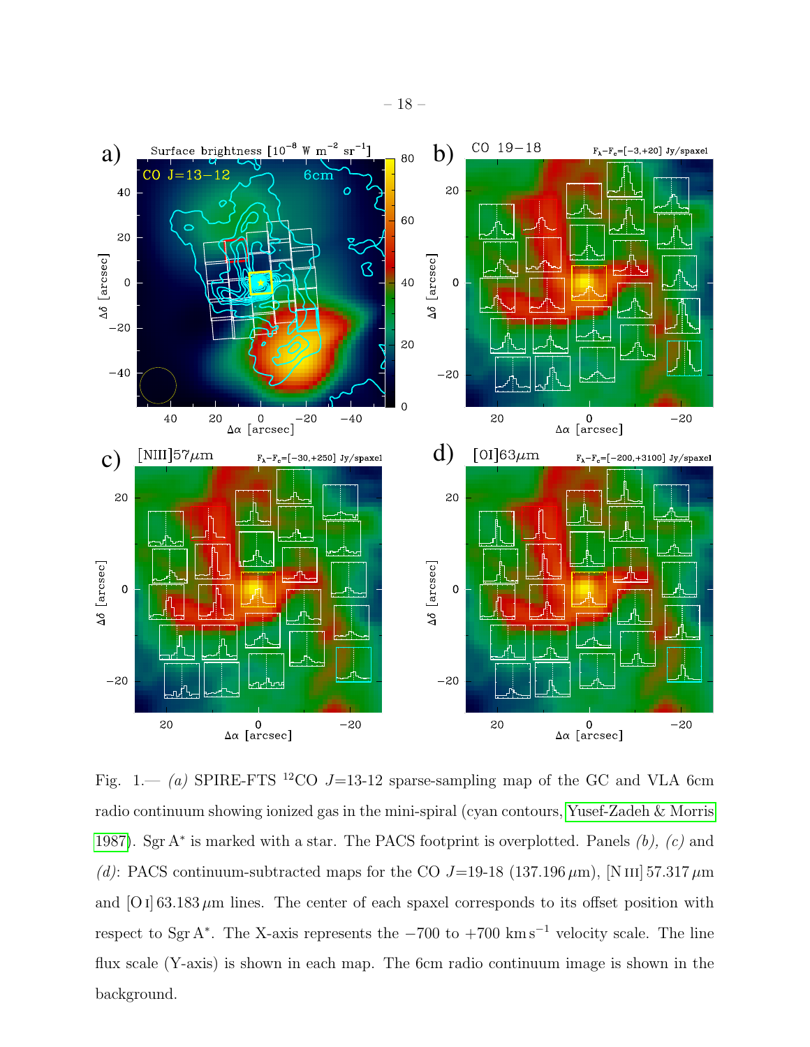Fig. 1.— *(a)* SPIRE-FTS $^{12}$CO $J$=13-12 sparse-sampling map of the GC and VLA 6cm radio continuum showing ionized gas in the mini-spiral (cyan contours, Yusef-Zadeh & Morris 1987). Sgr A$^*$ is marked with a star. The PACS footprint is overplotted. Panels *(b), (c)* and *(d)*: PACS continuum-subtracted maps for the CO $J$=19-18 (137.196 $\mu$m), [N III] 57.317 $\mu$m and [O I] 63.183 $\mu$m lines. The center of each spaxel corresponds to its offset position with respect to Sgr A$^*$. The X-axis represents the $-700$ to $+700$ km s$^{-1}$ velocity scale. The line flux scale (Y-axis) is shown in each map. The 6cm radio continuum image is shown in the background.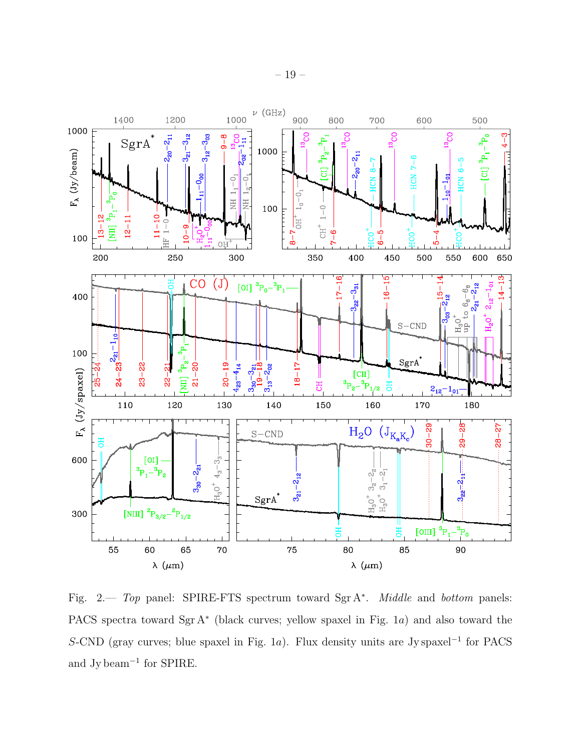Fig. 2.— *Top* panel: SPIRE-FTS spectrum toward Sgr A*. *Middle* and *bottom* panels: PACS spectra toward Sgr A* (black curves; yellow spaxel in Fig. 1*a*) and also toward the *S*-CND (gray curves; blue spaxel in Fig. 1*a*). Flux density units are Jy spaxel$^{-1}$ for PACS and Jy beam$^{-1}$ for SPIRE.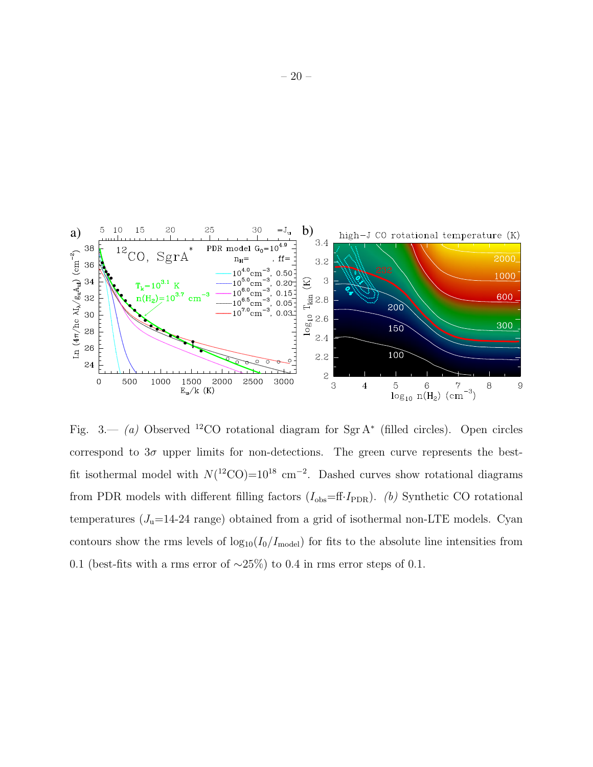a)

$^{12}$CO, SgrA$^*$

PDR model $G_0=10^{4.9}$

$n_H=$ , ff=

$10^{4.0}$cm$^{-3}$, 0.50

$10^{5.0}$cm$^{-3}$, 0.20

$10^{6.0}$cm$^{-3}$, 0.15

$10^{6.5}$cm$^{-3}$, 0.05

$10^{7.0}$cm$^{-3}$, 0.03

$T_k=10^{3.1}$ K

$n(H_2)=10^{3.7}$ cm$^{-3}$

5 10 15 20 25 30 $=J_u$

ln $(4\pi/hc\ \lambda I_\lambda/g_u A_{ul})$ (cm$^{-2}$)

38 36 34 32 30 28 26 24

$E_u/k$ (K)

0 500 1000 1500 2000 2500 3000

b)

high−J CO rotational temperature (K)

$\log_{10}$ $T_{kin}$ (K)

3.4 3.2 3 2.8 2.6 2.4 2.2 2

$\log_{10}$ n(H$_2$) (cm$^{-3}$)

3 4 5 6 7 8 9

2000 1000 600 300 232 200 150 100 0.1 0.4

Fig. 3.— *(a)* Observed $^{12}$CO rotational diagram for Sgr A$^*$ (filled circles). Open circles correspond to $3\sigma$ upper limits for non-detections. The green curve represents the best-fit isothermal model with $N(^{12}\text{CO})=10^{18}$ cm$^{-2}$. Dashed curves show rotational diagrams from PDR models with different filling factors ($I_{\text{obs}}$=ff$\cdot I_{\text{PDR}}$). *(b)* Synthetic CO rotational temperatures ($J_u$=14-24 range) obtained from a grid of isothermal non-LTE models. Cyan contours show the rms levels of $\log_{10}(I_0/I_{\text{model}})$ for fits to the absolute line intensities from 0.1 (best-fits with a rms error of $\sim$25%) to 0.4 in rms error steps of 0.1.